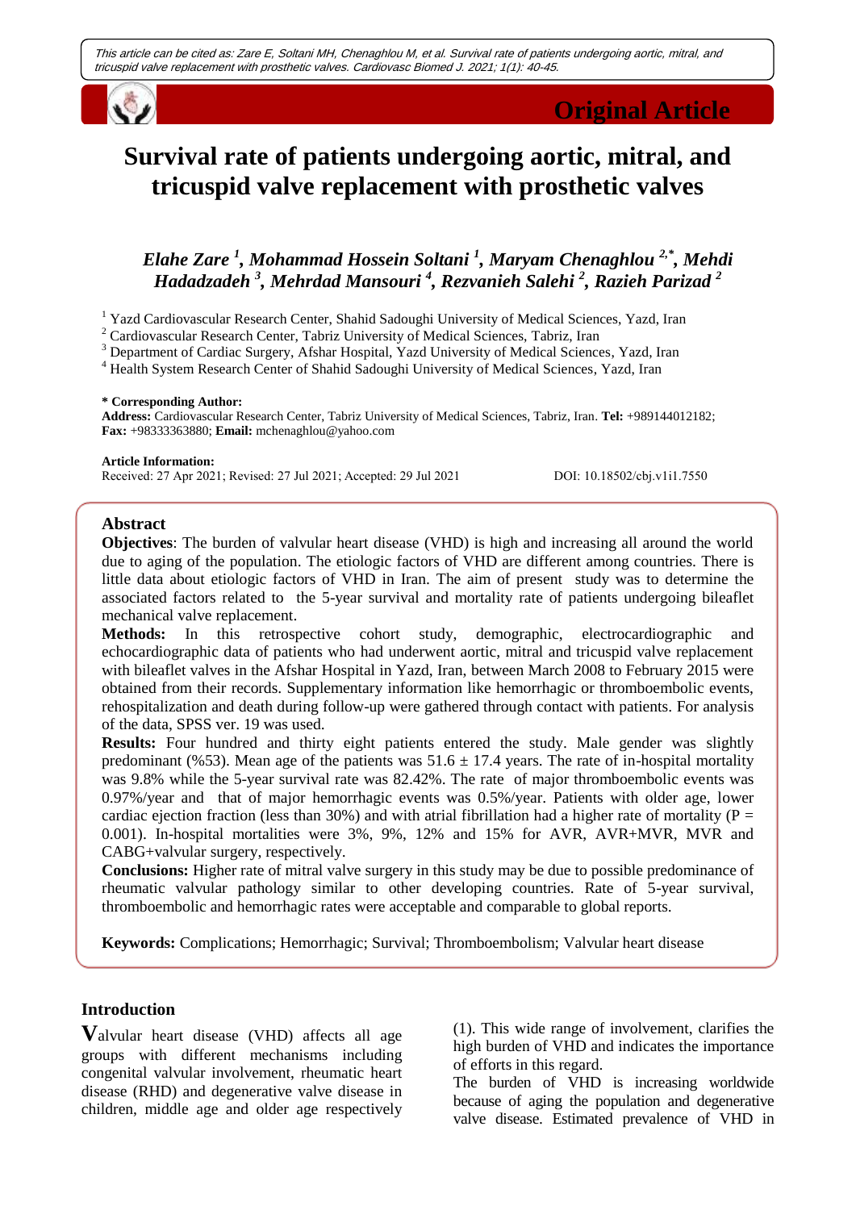This article can be cited as: Zare E, Soltani MH, Chenaghlou M, et al. Survival rate of patients undergoing aortic, mitral, and tricuspid valve replacement with prosthetic valves. Cardiovasc Biomed J. 2021; 1(1): 40-45.

**Original Article**

# Survival rate of patients undergoing aortic, mitral, and tricuspid valve replacement with prosthetic valves

***Elahe Zare [1], Mohammad Hossein Soltani [1], Maryam Chenaghlou [2,*], Mehdi Hadadzadeh [3], Mehrdad Mansouri [4], Rezvanieh Salehi [2], Razieh Parizad [2]***

[1] Yazd Cardiovascular Research Center, Shahid Sadoughi University of Medical Sciences, Yazd, Iran
[2] Cardiovascular Research Center, Tabriz University of Medical Sciences, Tabriz, Iran
[3] Department of Cardiac Surgery, Afshar Hospital, Yazd University of Medical Sciences, Yazd, Iran
[4] Health System Research Center of Shahid Sadoughi University of Medical Sciences, Yazd, Iran

**\* Corresponding Author:**
**Address:** Cardiovascular Research Center, Tabriz University of Medical Sciences, Tabriz, Iran. **Tel:** +989144012182; **Fax:** +98333363880; **Email:** mchenaghlou@yahoo.com

**Article Information:**
Received: 27 Apr 2021; Revised: 27 Jul 2021; Accepted: 29 Jul 2021

DOI: 10.18502/cbj.v1i1.7550

## Abstract

**Objectives**: The burden of valvular heart disease (VHD) is high and increasing all around the world due to aging of the population. The etiologic factors of VHD are different among countries. There is little data about etiologic factors of VHD in Iran. The aim of present study was to determine the associated factors related to the 5-year survival and mortality rate of patients undergoing bileaflet mechanical valve replacement.

**Methods:** In this retrospective cohort study, demographic, electrocardiographic and echocardiographic data of patients who had underwent aortic, mitral and tricuspid valve replacement with bileaflet valves in the Afshar Hospital in Yazd, Iran, between March 2008 to February 2015 were obtained from their records. Supplementary information like hemorrhagic or thromboembolic events, rehospitalization and death during follow-up were gathered through contact with patients. For analysis of the data, SPSS ver. 19 was used.

**Results:** Four hundred and thirty eight patients entered the study. Male gender was slightly predominant (%53). Mean age of the patients was 51.6 ± 17.4 years. The rate of in-hospital mortality was 9.8% while the 5-year survival rate was 82.42%. The rate of major thromboembolic events was 0.97%/year and that of major hemorrhagic events was 0.5%/year. Patients with older age, lower cardiac ejection fraction (less than 30%) and with atrial fibrillation had a higher rate of mortality ($P = 0.001$). In-hospital mortalities were 3%, 9%, 12% and 15% for AVR, AVR+MVR, MVR and CABG+valvular surgery, respectively.

**Conclusions:** Higher rate of mitral valve surgery in this study may be due to possible predominance of rheumatic valvular pathology similar to other developing countries. Rate of 5-year survival, thromboembolic and hemorrhagic rates were acceptable and comparable to global reports.

**Keywords:** Complications; Hemorrhagic; Survival; Thromboembolism; Valvular heart disease

## Introduction

Valvular heart disease (VHD) affects all age groups with different mechanisms including congenital valvular involvement, rheumatic heart disease (RHD) and degenerative valve disease in children, middle age and older age respectively (1). This wide range of involvement, clarifies the high burden of VHD and indicates the importance of efforts in this regard.

The burden of VHD is increasing worldwide because of aging the population and degenerative valve disease. Estimated prevalence of VHD in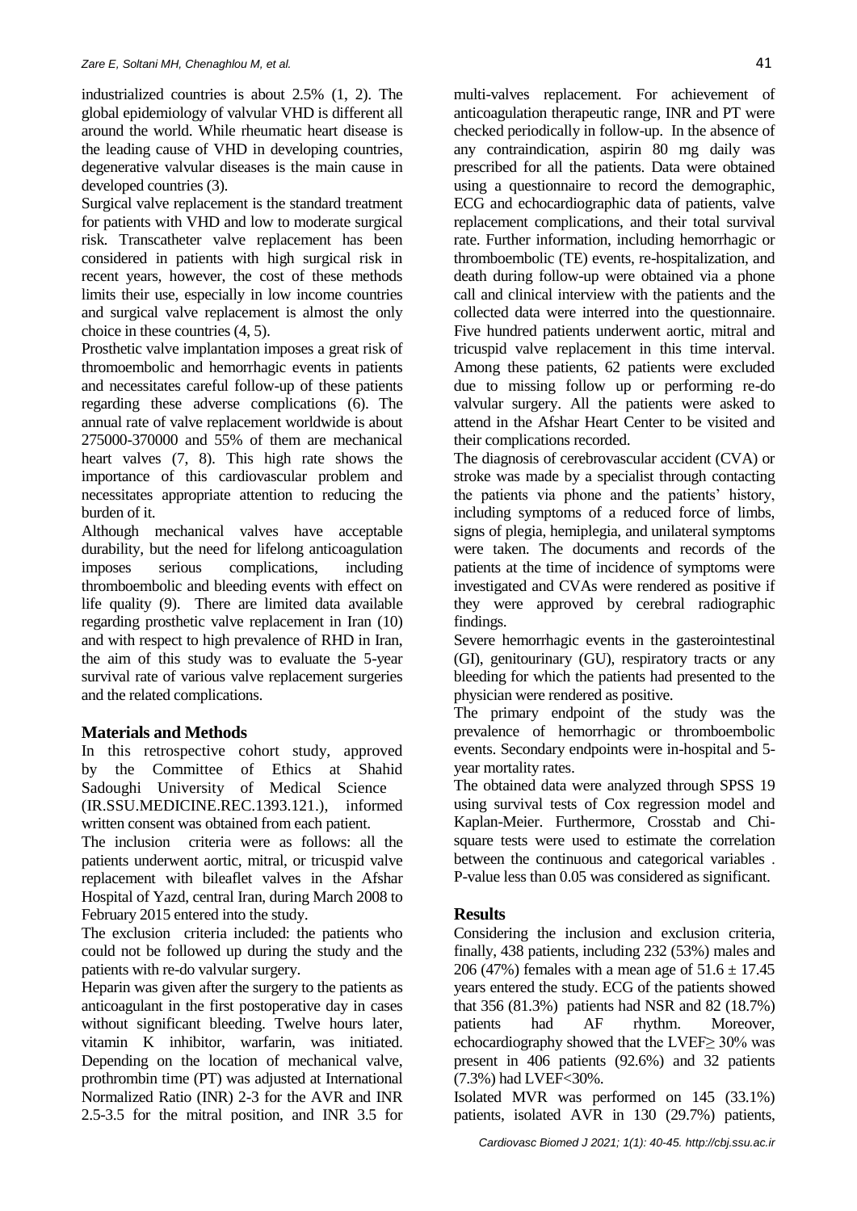industrialized countries is about 2.5% (1, 2). The global epidemiology of valvular VHD is different all around the world. While rheumatic heart disease is the leading cause of VHD in developing countries, degenerative valvular diseases is the main cause in developed countries (3).

Surgical valve replacement is the standard treatment for patients with VHD and low to moderate surgical risk. Transcatheter valve replacement has been considered in patients with high surgical risk in recent years, however, the cost of these methods limits their use, especially in low income countries and surgical valve replacement is almost the only choice in these countries (4, 5).

Prosthetic valve implantation imposes a great risk of thromoembolic and hemorrhagic events in patients and necessitates careful follow-up of these patients regarding these adverse complications (6). The annual rate of valve replacement worldwide is about 275000-370000 and 55% of them are mechanical heart valves (7, 8). This high rate shows the importance of this cardiovascular problem and necessitates appropriate attention to reducing the burden of it.

Although mechanical valves have acceptable durability, but the need for lifelong anticoagulation imposes serious complications, including thromboembolic and bleeding events with effect on life quality (9). There are limited data available regarding prosthetic valve replacement in Iran (10) and with respect to high prevalence of RHD in Iran, the aim of this study was to evaluate the 5-year survival rate of various valve replacement surgeries and the related complications.

## Materials and Methods

In this retrospective cohort study, approved by the Committee of Ethics at Shahid Sadoughi University of Medical Science (IR.SSU.MEDICINE.REC.1393.121.), informed written consent was obtained from each patient.

The inclusion criteria were as follows: all the patients underwent aortic, mitral, or tricuspid valve replacement with bileaflet valves in the Afshar Hospital of Yazd, central Iran, during March 2008 to February 2015 entered into the study.

The exclusion criteria included: the patients who could not be followed up during the study and the patients with re-do valvular surgery.

Heparin was given after the surgery to the patients as anticoagulant in the first postoperative day in cases without significant bleeding. Twelve hours later, vitamin K inhibitor, warfarin, was initiated. Depending on the location of mechanical valve, prothrombin time (PT) was adjusted at International Normalized Ratio (INR) 2-3 for the AVR and INR 2.5-3.5 for the mitral position, and INR 3.5 for multi-valves replacement. For achievement of anticoagulation therapeutic range, INR and PT were checked periodically in follow-up. In the absence of any contraindication, aspirin 80 mg daily was prescribed for all the patients. Data were obtained using a questionnaire to record the demographic, ECG and echocardiographic data of patients, valve replacement complications, and their total survival rate. Further information, including hemorrhagic or thromboembolic (TE) events, re-hospitalization, and death during follow-up were obtained via a phone call and clinical interview with the patients and the collected data were interred into the questionnaire. Five hundred patients underwent aortic, mitral and tricuspid valve replacement in this time interval. Among these patients, 62 patients were excluded due to missing follow up or performing re-do valvular surgery. All the patients were asked to attend in the Afshar Heart Center to be visited and their complications recorded.

The diagnosis of cerebrovascular accident (CVA) or stroke was made by a specialist through contacting the patients via phone and the patients' history, including symptoms of a reduced force of limbs, signs of plegia, hemiplegia, and unilateral symptoms were taken. The documents and records of the patients at the time of incidence of symptoms were investigated and CVAs were rendered as positive if they were approved by cerebral radiographic findings.

Severe hemorrhagic events in the gasterointestinal (GI), genitourinary (GU), respiratory tracts or any bleeding for which the patients had presented to the physician were rendered as positive.

The primary endpoint of the study was the prevalence of hemorrhagic or thromboembolic events. Secondary endpoints were in-hospital and 5-year mortality rates.

The obtained data were analyzed through SPSS 19 using survival tests of Cox regression model and Kaplan-Meier. Furthermore, Crosstab and Chi-square tests were used to estimate the correlation between the continuous and categorical variables . P-value less than 0.05 was considered as significant.

## Results

Considering the inclusion and exclusion criteria, finally, 438 patients, including 232 (53%) males and 206 (47%) females with a mean age of $51.6 \pm 17.45$ years entered the study. ECG of the patients showed that 356 (81.3%) patients had NSR and 82 (18.7%) patients had AF rhythm. Moreover, echocardiography showed that the LVEF≥ 30% was present in 406 patients (92.6%) and 32 patients (7.3%) had LVEF<30%.

Isolated MVR was performed on 145 (33.1%) patients, isolated AVR in 130 (29.7%) patients,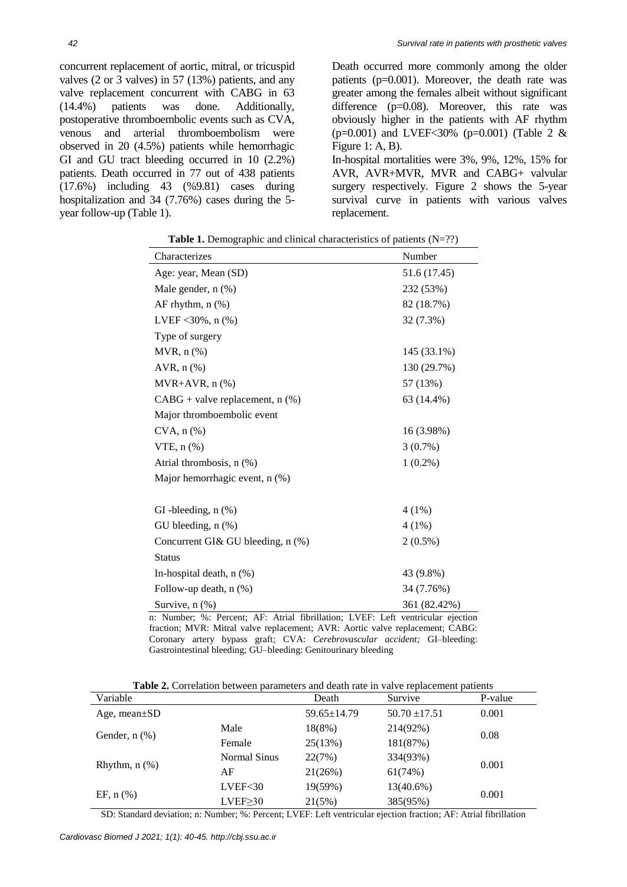concurrent replacement of aortic, mitral, or tricuspid valves (2 or 3 valves) in 57 (13%) patients, and any valve replacement concurrent with CABG in 63 (14.4%) patients was done. Additionally, postoperative thromboembolic events such as CVA, venous and arterial thromboembolism were observed in 20 (4.5%) patients while hemorrhagic GI and GU tract bleeding occurred in 10 (2.2%) patients. Death occurred in 77 out of 438 patients (17.6%) including 43 (%9.81) cases during hospitalization and 34 (7.76%) cases during the 5-year follow-up (Table 1).

Death occurred more commonly among the older patients (p=0.001). Moreover, the death rate was greater among the females albeit without significant difference (p=0.08). Moreover, this rate was obviously higher in the patients with AF rhythm (p=0.001) and LVEF<30% (p=0.001) (Table 2 & Figure 1: A, B).

In-hospital mortalities were 3%, 9%, 12%, 15% for AVR, AVR+MVR, MVR and CABG+ valvular surgery respectively. Figure 2 shows the 5-year survival curve in patients with various valves replacement.

**Table 1.** Demographic and clinical characteristics of patients (N=??)

| Characterizes | Number |
|---|---|
| Age: year, Mean (SD) | 51.6 (17.45) |
| Male gender, n (%) | 232 (53%) |
| AF rhythm, n (%) | 82 (18.7%) |
| LVEF <30%, n (%) | 32 (7.3%) |
| Type of surgery | |
| MVR, n (%) | 145 (33.1%) |
| AVR, n (%) | 130 (29.7%) |
| MVR+AVR, n (%) | 57 (13%) |
| CABG + valve replacement, n (%) | 63 (14.4%) |
| Major thromboembolic event | |
| CVA, n (%) | 16 (3.98%) |
| VTE, n (%) | 3 (0.7%) |
| Atrial thrombosis, n (%) | 1 (0.2%) |
| Major hemorrhagic event, n (%) | |
| GI -bleeding, n (%) | 4 (1%) |
| GU bleeding, n (%) | 4 (1%) |
| Concurrent GI& GU bleeding, n (%) | 2 (0.5%) |
| Status | |
| In-hospital death, n (%) | 43 (9.8%) |
| Follow-up death, n (%) | 34 (7.76%) |
| Survive, n (%) | 361 (82.42%) |

n: Number; %: Percent; AF: Atrial fibrillation; LVEF: Left ventricular ejection fraction; MVR: Mitral valve replacement; AVR: Aortic valve replacement; CABG: Coronary artery bypass graft; CVA: *Cerebrovascular accident;* GI–bleeding: Gastrointestinal bleeding; GU–bleeding: Genitourinary bleeding

**Table 2.** Correlation between parameters and death rate in valve replacement patients

| Variable | | Death | Survive | P-value |
|---|---|---|---|---|
| Age, mean±SD | | 59.65±14.79 | 50.70 ±17.51 | 0.001 |
| Gender, n (%) | Male | 18(8%) | 214(92%) | 0.08 |
| | Female | 25(13%) | 181(87%) | |
| Rhythm, n (%) | Normal Sinus | 22(7%) | 334(93%) | 0.001 |
| | AF | 21(26%) | 61(74%) | |
| EF, n (%) | LVEF<30 | 19(59%) | 13(40.6%) | 0.001 |
| | LVEF≥30 | 21(5%) | 385(95%) | |

SD: Standard deviation; n: Number; %: Percent; LVEF: Left ventricular ejection fraction; AF: Atrial fibrillation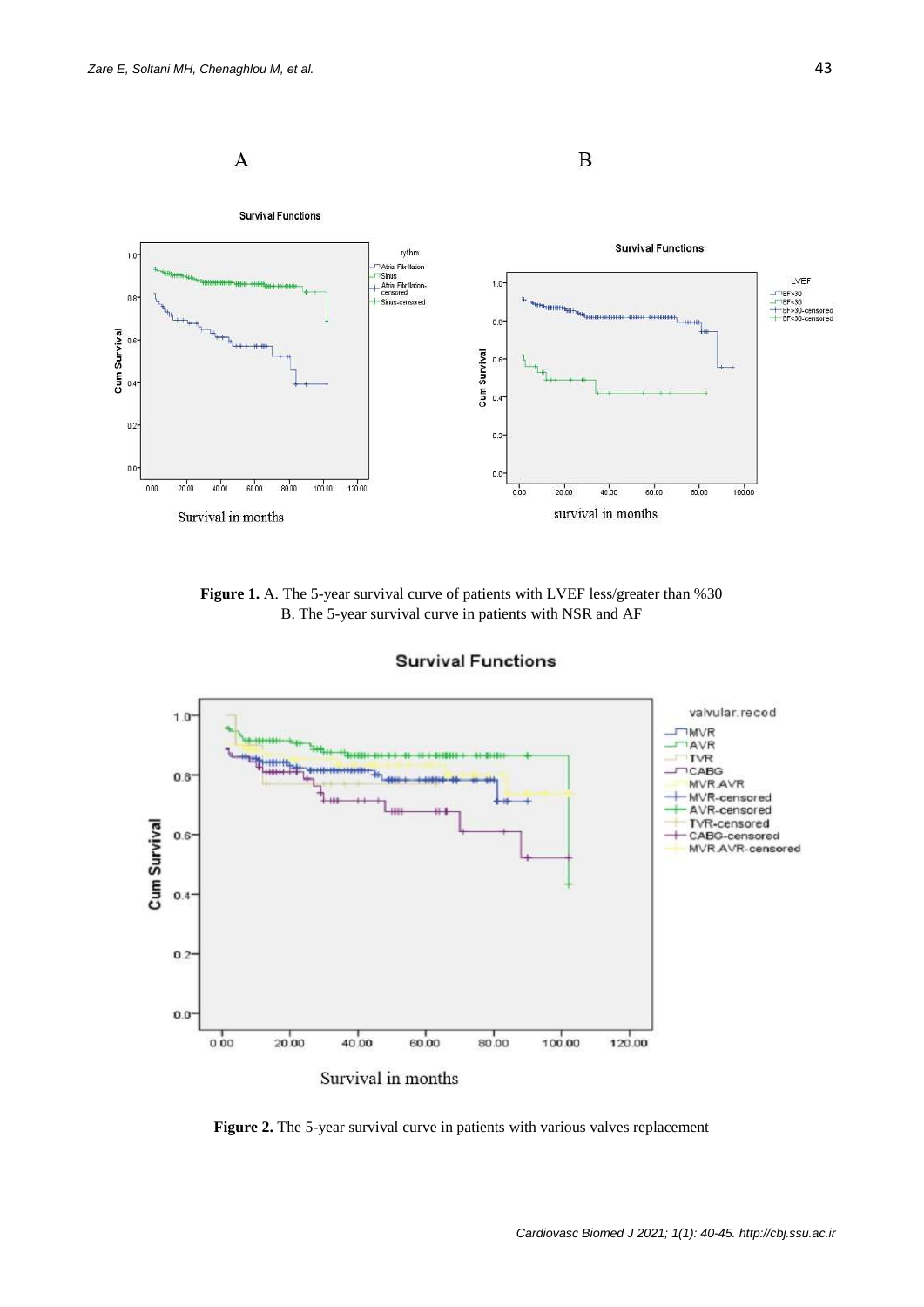**Figure 1.** A. The 5-year survival curve of patients with LVEF less/greater than %30
B. The 5-year survival curve in patients with NSR and AF

**Figure 2.** The 5-year survival curve in patients with various valves replacement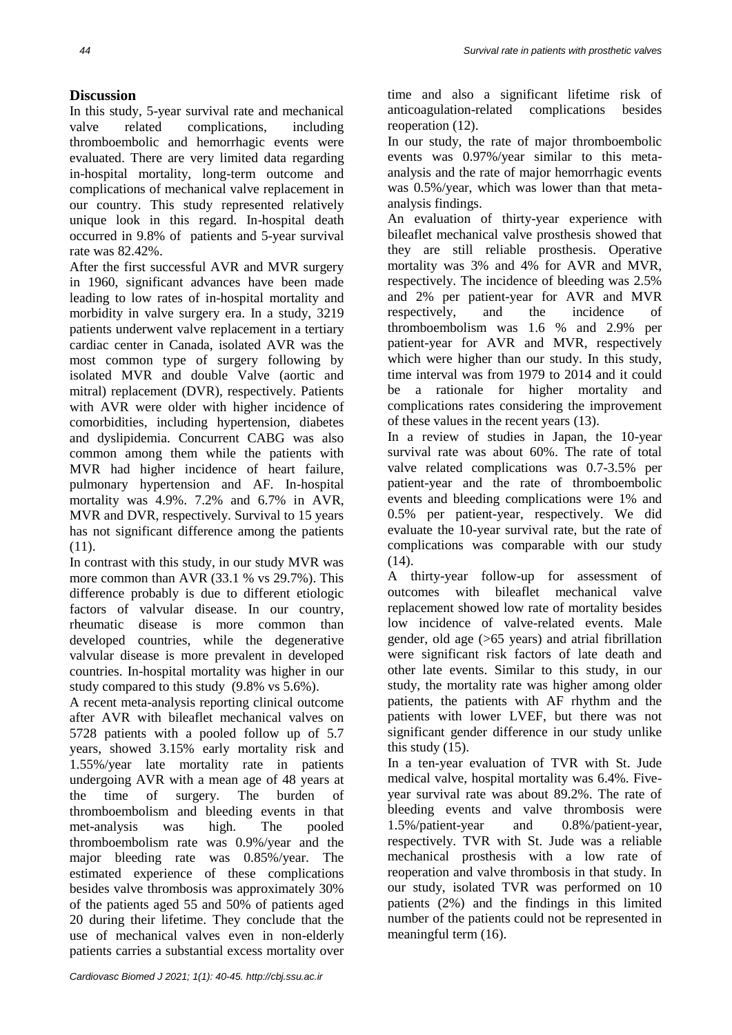## Discussion

In this study, 5-year survival rate and mechanical valve related complications, including thromboembolic and hemorrhagic events were evaluated. There are very limited data regarding in-hospital mortality, long-term outcome and complications of mechanical valve replacement in our country. This study represented relatively unique look in this regard. In-hospital death occurred in 9.8% of patients and 5-year survival rate was 82.42%.

After the first successful AVR and MVR surgery in 1960, significant advances have been made leading to low rates of in-hospital mortality and morbidity in valve surgery era. In a study, 3219 patients underwent valve replacement in a tertiary cardiac center in Canada, isolated AVR was the most common type of surgery following by isolated MVR and double Valve (aortic and mitral) replacement (DVR), respectively. Patients with AVR were older with higher incidence of comorbidities, including hypertension, diabetes and dyslipidemia. Concurrent CABG was also common among them while the patients with MVR had higher incidence of heart failure, pulmonary hypertension and AF. In-hospital mortality was 4.9%. 7.2% and 6.7% in AVR, MVR and DVR, respectively. Survival to 15 years has not significant difference among the patients (11).

In contrast with this study, in our study MVR was more common than AVR (33.1 % vs 29.7%). This difference probably is due to different etiologic factors of valvular disease. In our country, rheumatic disease is more common than developed countries, while the degenerative valvular disease is more prevalent in developed countries. In-hospital mortality was higher in our study compared to this study (9.8% vs 5.6%).

A recent meta-analysis reporting clinical outcome after AVR with bileaflet mechanical valves on 5728 patients with a pooled follow up of 5.7 years, showed 3.15% early mortality risk and 1.55%/year late mortality rate in patients undergoing AVR with a mean age of 48 years at the time of surgery. The burden of thromboembolism and bleeding events in that met-analysis was high. The pooled thromboembolism rate was 0.9%/year and the major bleeding rate was 0.85%/year. The estimated experience of these complications besides valve thrombosis was approximately 30% of the patients aged 55 and 50% of patients aged 20 during their lifetime. They conclude that the use of mechanical valves even in non-elderly patients carries a substantial excess mortality over time and also a significant lifetime risk of anticoagulation-related complications besides reoperation (12).

In our study, the rate of major thromboembolic events was 0.97%/year similar to this meta-analysis and the rate of major hemorrhagic events was 0.5%/year, which was lower than that meta-analysis findings.

An evaluation of thirty-year experience with bileaflet mechanical valve prosthesis showed that they are still reliable prosthesis. Operative mortality was 3% and 4% for AVR and MVR, respectively. The incidence of bleeding was 2.5% and 2% per patient-year for AVR and MVR respectively, and the incidence of thromboembolism was 1.6 % and 2.9% per patient-year for AVR and MVR, respectively which were higher than our study. In this study, time interval was from 1979 to 2014 and it could be a rationale for higher mortality and complications rates considering the improvement of these values in the recent years (13).

In a review of studies in Japan, the 10-year survival rate was about 60%. The rate of total valve related complications was 0.7-3.5% per patient-year and the rate of thromboembolic events and bleeding complications were 1% and 0.5% per patient-year, respectively. We did evaluate the 10-year survival rate, but the rate of complications was comparable with our study (14).

A thirty-year follow-up for assessment of outcomes with bileaflet mechanical valve replacement showed low rate of mortality besides low incidence of valve-related events. Male gender, old age (>65 years) and atrial fibrillation were significant risk factors of late death and other late events. Similar to this study, in our study, the mortality rate was higher among older patients, the patients with AF rhythm and the patients with lower LVEF, but there was not significant gender difference in our study unlike this study (15).

In a ten-year evaluation of TVR with St. Jude medical valve, hospital mortality was 6.4%. Five-year survival rate was about 89.2%. The rate of bleeding events and valve thrombosis were 1.5%/patient-year and 0.8%/patient-year, respectively. TVR with St. Jude was a reliable mechanical prosthesis with a low rate of reoperation and valve thrombosis in that study. In our study, isolated TVR was performed on 10 patients (2%) and the findings in this limited number of the patients could not be represented in meaningful term (16).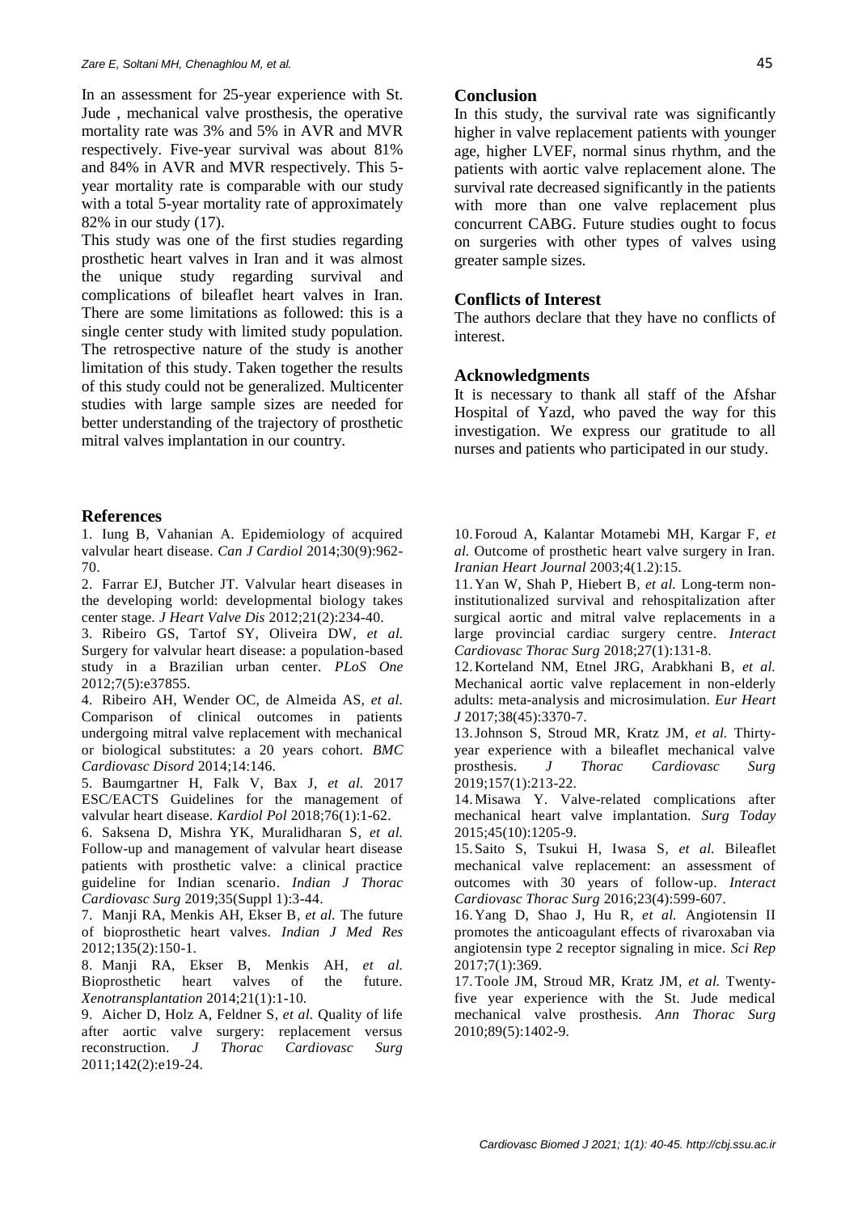In an assessment for 25-year experience with St. Jude , mechanical valve prosthesis, the operative mortality rate was 3% and 5% in AVR and MVR respectively. Five-year survival was about 81% and 84% in AVR and MVR respectively. This 5-year mortality rate is comparable with our study with a total 5-year mortality rate of approximately 82% in our study (17).

This study was one of the first studies regarding prosthetic heart valves in Iran and it was almost the unique study regarding survival and complications of bileaflet heart valves in Iran. There are some limitations as followed: this is a single center study with limited study population. The retrospective nature of the study is another limitation of this study. Taken together the results of this study could not be generalized. Multicenter studies with large sample sizes are needed for better understanding of the trajectory of prosthetic mitral valves implantation in our country.

## Conclusion

In this study, the survival rate was significantly higher in valve replacement patients with younger age, higher LVEF, normal sinus rhythm, and the patients with aortic valve replacement alone. The survival rate decreased significantly in the patients with more than one valve replacement plus concurrent CABG. Future studies ought to focus on surgeries with other types of valves using greater sample sizes.

## Conflicts of Interest

The authors declare that they have no conflicts of interest.

## Acknowledgments

It is necessary to thank all staff of the Afshar Hospital of Yazd, who paved the way for this investigation. We express our gratitude to all nurses and patients who participated in our study.

## References

1. Iung B, Vahanian A. Epidemiology of acquired valvular heart disease. *Can J Cardiol* 2014;30(9):962-70.
2. Farrar EJ, Butcher JT. Valvular heart diseases in the developing world: developmental biology takes center stage. *J Heart Valve Dis* 2012;21(2):234-40.
3. Ribeiro GS, Tartof SY, Oliveira DW, *et al.* Surgery for valvular heart disease: a population-based study in a Brazilian urban center. *PLoS One* 2012;7(5):e37855.
4. Ribeiro AH, Wender OC, de Almeida AS, *et al.* Comparison of clinical outcomes in patients undergoing mitral valve replacement with mechanical or biological substitutes: a 20 years cohort. *BMC Cardiovasc Disord* 2014;14:146.
5. Baumgartner H, Falk V, Bax J, *et al.* 2017 ESC/EACTS Guidelines for the management of valvular heart disease. *Kardiol Pol* 2018;76(1):1-62.
6. Saksena D, Mishra YK, Muralidharan S, *et al.* Follow-up and management of valvular heart disease patients with prosthetic valve: a clinical practice guideline for Indian scenario. *Indian J Thorac Cardiovasc Surg* 2019;35(Suppl 1):3-44.
7. Manji RA, Menkis AH, Ekser B, *et al.* The future of bioprosthetic heart valves. *Indian J Med Res* 2012;135(2):150-1.
8. Manji RA, Ekser B, Menkis AH, *et al.* Bioprosthetic heart valves of the future. *Xenotransplantation* 2014;21(1):1-10.
9. Aicher D, Holz A, Feldner S, *et al.* Quality of life after aortic valve surgery: replacement versus reconstruction. *J Thorac Cardiovasc Surg* 2011;142(2):e19-24.
10. Foroud A, Kalantar Motamebi MH, Kargar F, *et al.* Outcome of prosthetic heart valve surgery in Iran. *Iranian Heart Journal* 2003;4(1.2):15.
11. Yan W, Shah P, Hiebert B, *et al.* Long-term non-institutionalized survival and rehospitalization after surgical aortic and mitral valve replacements in a large provincial cardiac surgery centre. *Interact Cardiovasc Thorac Surg* 2018;27(1):131-8.
12. Korteland NM, Etnel JRG, Arabkhani B, *et al.* Mechanical aortic valve replacement in non-elderly adults: meta-analysis and microsimulation. *Eur Heart J* 2017;38(45):3370-7.
13. Johnson S, Stroud MR, Kratz JM, *et al.* Thirty-year experience with a bileaflet mechanical valve prosthesis. *J Thorac Cardiovasc Surg* 2019;157(1):213-22.
14. Misawa Y. Valve-related complications after mechanical heart valve implantation. *Surg Today* 2015;45(10):1205-9.
15. Saito S, Tsukui H, Iwasa S, *et al.* Bileaflet mechanical valve replacement: an assessment of outcomes with 30 years of follow-up. *Interact Cardiovasc Thorac Surg* 2016;23(4):599-607.
16. Yang D, Shao J, Hu R, *et al.* Angiotensin II promotes the anticoagulant effects of rivaroxaban via angiotensin type 2 receptor signaling in mice. *Sci Rep* 2017;7(1):369.
17. Toole JM, Stroud MR, Kratz JM, *et al.* Twenty-five year experience with the St. Jude medical mechanical valve prosthesis. *Ann Thorac Surg* 2010;89(5):1402-9.